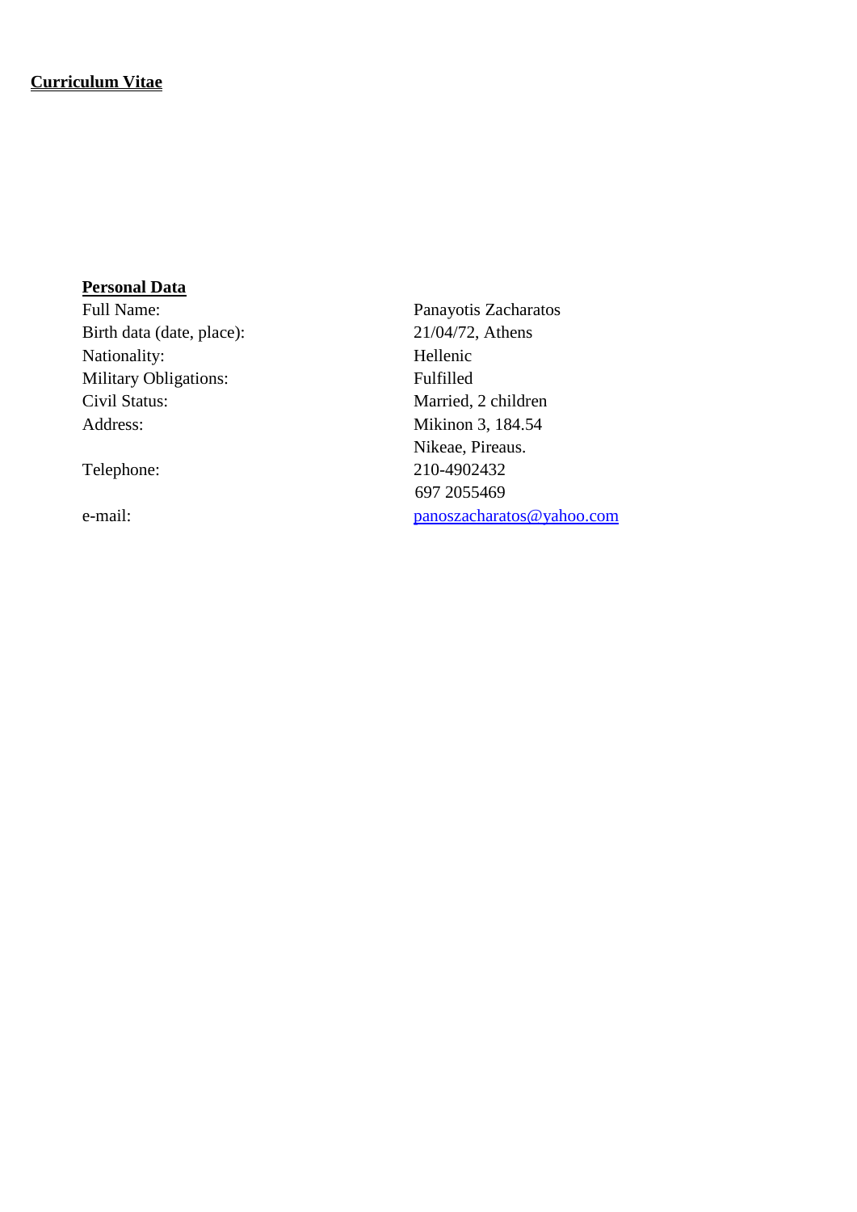**Curriculum Vitae**

**Personal Data**

| | |
|---|---|
| Full Name: | Panayotis Zacharatos |
| Birth data (date, place): | 21/04/72, Athens |
| Nationality: | Hellenic |
| Military Obligations: | Fulfilled |
| Civil Status: | Married, 2 children |
| Address: | Mikinon 3, 184.54<br>Nikeae, Pireaus. |
| Telephone: | 210-4902432<br>697 2055469 |
| e-mail: | panoszacharatos@yahoo.com |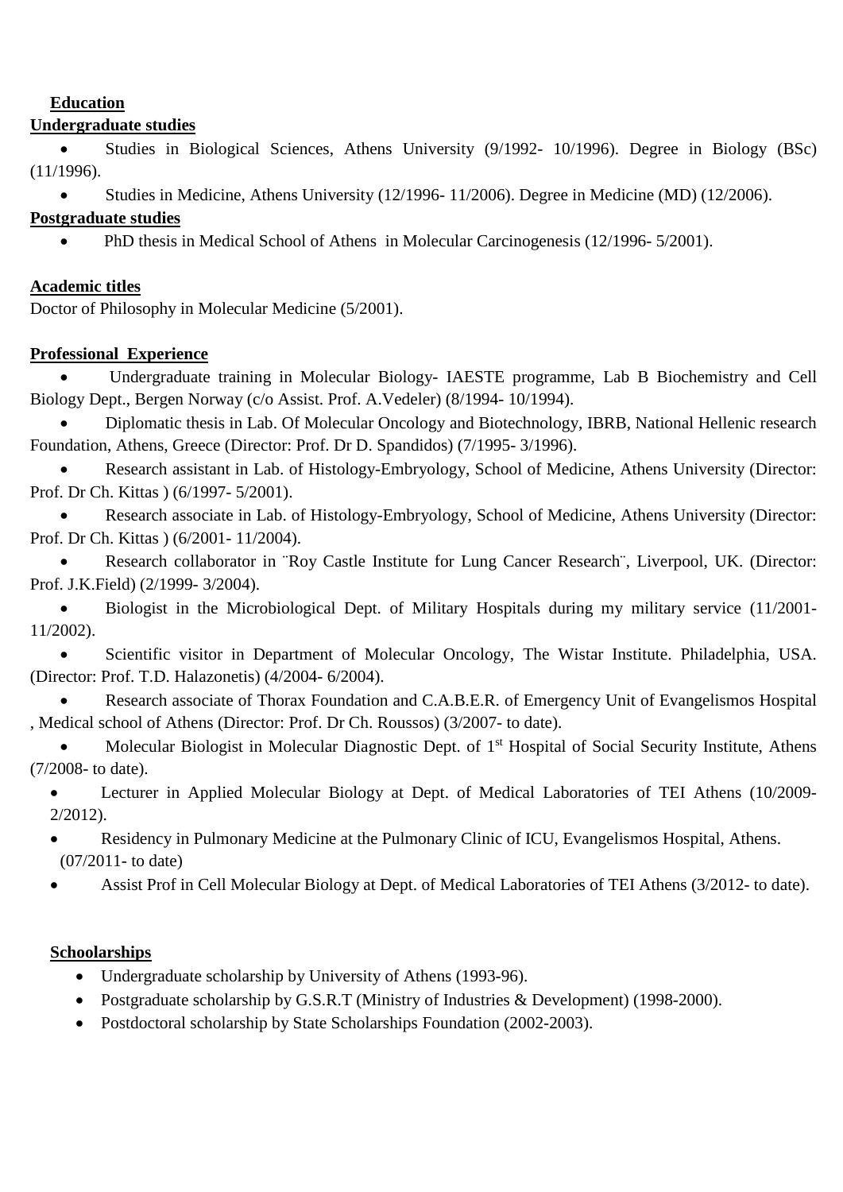## Education

### Undergraduate studies

- Studies in Biological Sciences, Athens University (9/1992- 10/1996). Degree in Biology (BSc) (11/1996).
- Studies in Medicine, Athens University (12/1996- 11/2006). Degree in Medicine (MD) (12/2006).

### Postgraduate studies

- PhD thesis in Medical School of Athens in Molecular Carcinogenesis (12/1996- 5/2001).

## Academic titles

Doctor of Philosophy in Molecular Medicine (5/2001).

## Professional Experience

- Undergraduate training in Molecular Biology- IAESTE programme, Lab B Biochemistry and Cell Biology Dept., Bergen Norway (c/o Assist. Prof. A.Vedeler) (8/1994- 10/1994).
- Diplomatic thesis in Lab. Of Molecular Oncology and Biotechnology, IBRB, National Hellenic research Foundation, Athens, Greece (Director: Prof. Dr D. Spandidos) (7/1995- 3/1996).
- Research assistant in Lab. of Histology-Embryology, School of Medicine, Athens University (Director: Prof. Dr Ch. Kittas ) (6/1997- 5/2001).
- Research associate in Lab. of Histology-Embryology, School of Medicine, Athens University (Director: Prof. Dr Ch. Kittas ) (6/2001- 11/2004).
- Research collaborator in ¨Roy Castle Institute for Lung Cancer Research¨, Liverpool, UK. (Director: Prof. J.K.Field) (2/1999- 3/2004).
- Biologist in the Microbiological Dept. of Military Hospitals during my military service (11/2001- 11/2002).
- Scientific visitor in Department of Molecular Oncology, The Wistar Institute. Philadelphia, USA. (Director: Prof. T.D. Halazonetis) (4/2004- 6/2004).
- Research associate of Thorax Foundation and C.A.B.E.R. of Emergency Unit of Evangelismos Hospital , Medical school of Athens (Director: Prof. Dr Ch. Roussos) (3/2007- to date).
- Molecular Biologist in Molecular Diagnostic Dept. of 1st Hospital of Social Security Institute, Athens (7/2008- to date).
- Lecturer in Applied Molecular Biology at Dept. of Medical Laboratories of TEI Athens (10/2009- 2/2012).
- Residency in Pulmonary Medicine at the Pulmonary Clinic of ICU, Evangelismos Hospital, Athens. (07/2011- to date)
- Assist Prof in Cell Molecular Biology at Dept. of Medical Laboratories of TEI Athens (3/2012- to date).

## Schoolarships

- Undergraduate scholarship by University of Athens (1993-96).
- Postgraduate scholarship by G.S.R.T (Ministry of Industries & Development) (1998-2000).
- Postdoctoral scholarship by State Scholarships Foundation (2002-2003).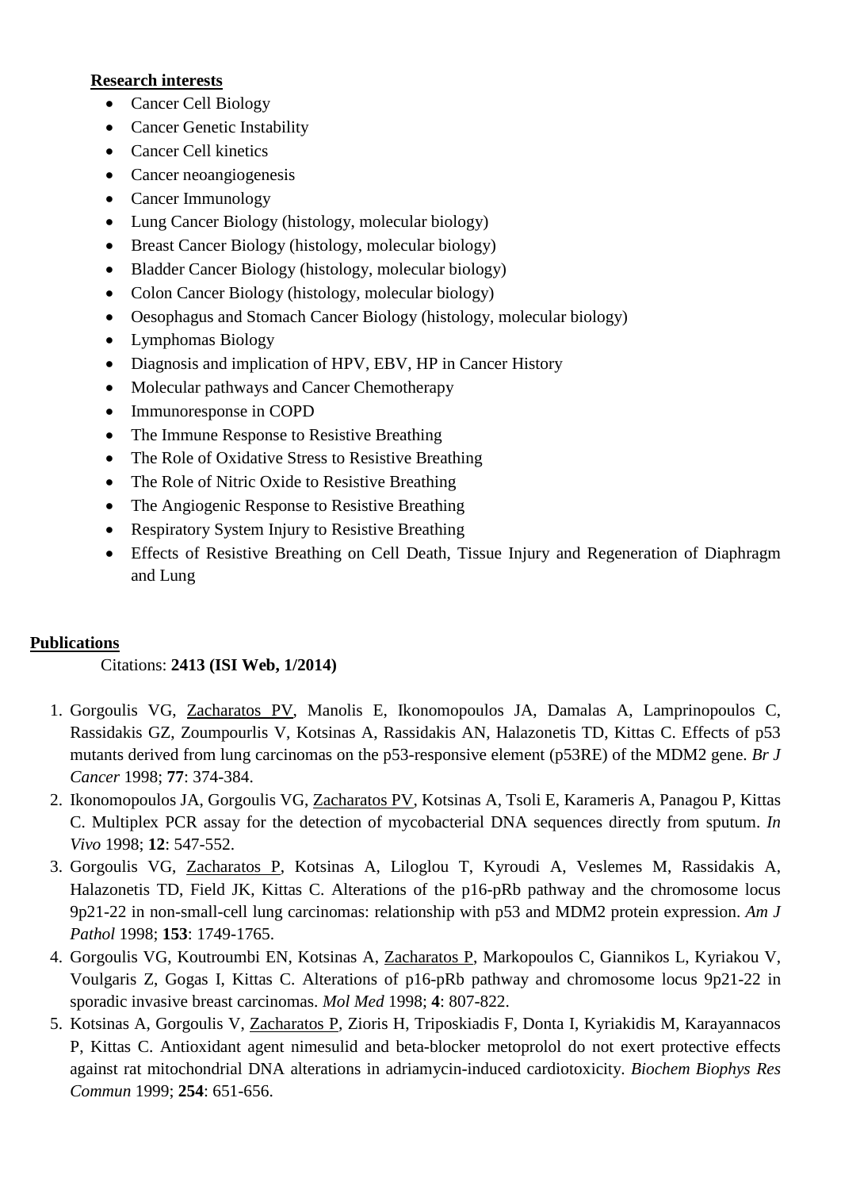**Research interests**

- Cancer Cell Biology
- Cancer Genetic Instability
- Cancer Cell kinetics
- Cancer neoangiogenesis
- Cancer Immunology
- Lung Cancer Biology (histology, molecular biology)
- Breast Cancer Biology (histology, molecular biology)
- Bladder Cancer Biology (histology, molecular biology)
- Colon Cancer Biology (histology, molecular biology)
- Oesophagus and Stomach Cancer Biology (histology, molecular biology)
- Lymphomas Biology
- Diagnosis and implication of HPV, EBV, HP in Cancer History
- Molecular pathways and Cancer Chemotherapy
- Immunoresponse in COPD
- The Immune Response to Resistive Breathing
- The Role of Oxidative Stress to Resistive Breathing
- The Role of Nitric Oxide to Resistive Breathing
- The Angiogenic Response to Resistive Breathing
- Respiratory System Injury to Resistive Breathing
- Effects of Resistive Breathing on Cell Death, Tissue Injury and Regeneration of Diaphragm and Lung

**Publications**

Citations: **2413 (ISI Web, 1/2014)**

1. Gorgoulis VG, Zacharatos PV, Manolis E, Ikonomopoulos JA, Damalas A, Lamprinopoulos C, Rassidakis GZ, Zoumpourlis V, Kotsinas A, Rassidakis AN, Halazonetis TD, Kittas C. Effects of p53 mutants derived from lung carcinomas on the p53-responsive element (p53RE) of the MDM2 gene. *Br J Cancer* 1998; **77**: 374-384.
2. Ikonomopoulos JA, Gorgoulis VG, Zacharatos PV, Kotsinas A, Tsoli E, Karameris A, Panagou P, Kittas C. Multiplex PCR assay for the detection of mycobacterial DNA sequences directly from sputum. *In Vivo* 1998; **12**: 547-552.
3. Gorgoulis VG, Zacharatos P, Kotsinas A, Liloglou T, Kyroudi A, Veslemes M, Rassidakis A, Halazonetis TD, Field JK, Kittas C. Alterations of the p16-pRb pathway and the chromosome locus 9p21-22 in non-small-cell lung carcinomas: relationship with p53 and MDM2 protein expression. *Am J Pathol* 1998; **153**: 1749-1765.
4. Gorgoulis VG, Koutroumbi EN, Kotsinas A, Zacharatos P, Markopoulos C, Giannikos L, Kyriakou V, Voulgaris Z, Gogas I, Kittas C. Alterations of p16-pRb pathway and chromosome locus 9p21-22 in sporadic invasive breast carcinomas. *Mol Med* 1998; **4**: 807-822.
5. Kotsinas A, Gorgoulis V, Zacharatos P, Zioris H, Triposkiadis F, Donta I, Kyriakidis M, Karayannacos P, Kittas C. Antioxidant agent nimesulid and beta-blocker metoprolol do not exert protective effects against rat mitochondrial DNA alterations in adriamycin-induced cardiotoxicity. *Biochem Biophys Res Commun* 1999; **254**: 651-656.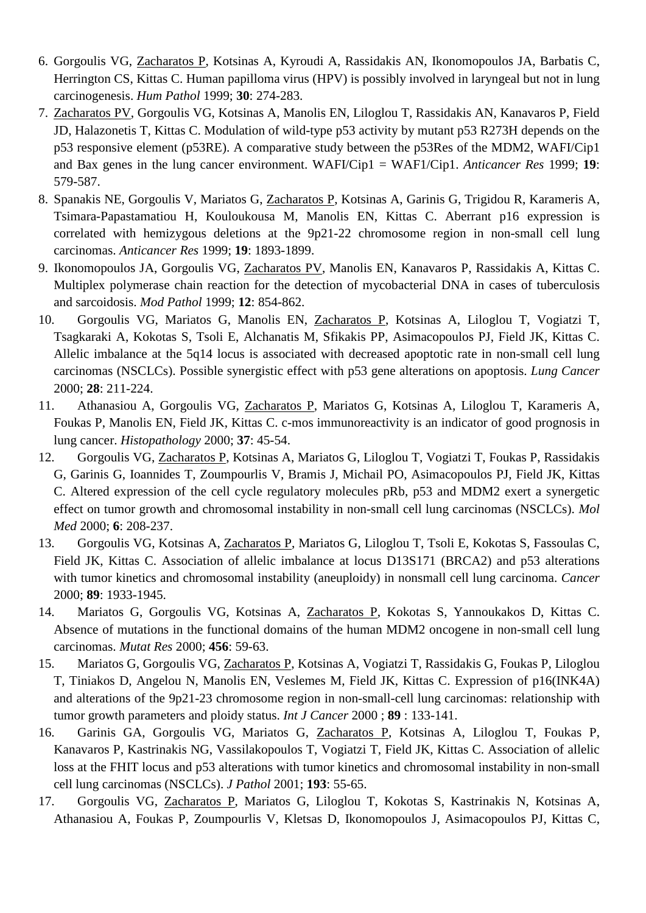6. Gorgoulis VG, Zacharatos P, Kotsinas A, Kyroudi A, Rassidakis AN, Ikonomopoulos JA, Barbatis C, Herrington CS, Kittas C. Human papilloma virus (HPV) is possibly involved in laryngeal but not in lung carcinogenesis. *Hum Pathol* 1999; **30**: 274-283.
7. Zacharatos PV, Gorgoulis VG, Kotsinas A, Manolis EN, Liloglou T, Rassidakis AN, Kanavaros P, Field JD, Halazonetis T, Kittas C. Modulation of wild-type p53 activity by mutant p53 R273H depends on the p53 responsive element (p53RE). A comparative study between the p53Res of the MDM2, WAFI/Cip1 and Bax genes in the lung cancer environment. WAFI/Cip1 = WAF1/Cip1. *Anticancer Res* 1999; **19**: 579-587.
8. Spanakis NE, Gorgoulis V, Mariatos G, Zacharatos P, Kotsinas A, Garinis G, Trigidou R, Karameris A, Tsimara-Papastamatiou H, Kouloukousa M, Manolis EN, Kittas C. Aberrant p16 expression is correlated with hemizygous deletions at the 9p21-22 chromosome region in non-small cell lung carcinomas. *Anticancer Res* 1999; **19**: 1893-1899.
9. Ikonomopoulos JA, Gorgoulis VG, Zacharatos PV, Manolis EN, Kanavaros P, Rassidakis A, Kittas C. Multiplex polymerase chain reaction for the detection of mycobacterial DNA in cases of tuberculosis and sarcoidosis. *Mod Pathol* 1999; **12**: 854-862.
10. Gorgoulis VG, Mariatos G, Manolis EN, Zacharatos P, Kotsinas A, Liloglou T, Vogiatzi T, Tsagkaraki A, Kokotas S, Tsoli E, Alchanatis M, Sfikakis PP, Asimacopoulos PJ, Field JK, Kittas C. Allelic imbalance at the 5q14 locus is associated with decreased apoptotic rate in non-small cell lung carcinomas (NSCLCs). Possible synergistic effect with p53 gene alterations on apoptosis. *Lung Cancer* 2000; **28**: 211-224.
11. Athanasiou A, Gorgoulis VG, Zacharatos P, Mariatos G, Kotsinas A, Liloglou T, Karameris A, Foukas P, Manolis EN, Field JK, Kittas C. c-mos immunoreactivity is an indicator of good prognosis in lung cancer. *Histopathology* 2000; **37**: 45-54.
12. Gorgoulis VG, Zacharatos P, Kotsinas A, Mariatos G, Liloglou T, Vogiatzi T, Foukas P, Rassidakis G, Garinis G, Ioannides T, Zoumpourlis V, Bramis J, Michail PO, Asimacopoulos PJ, Field JK, Kittas C. Altered expression of the cell cycle regulatory molecules pRb, p53 and MDM2 exert a synergetic effect on tumor growth and chromosomal instability in non-small cell lung carcinomas (NSCLCs). *Mol Med* 2000; **6**: 208-237.
13. Gorgoulis VG, Kotsinas A, Zacharatos P, Mariatos G, Liloglou T, Tsoli E, Kokotas S, Fassoulas C, Field JK, Kittas C. Association of allelic imbalance at locus D13S171 (BRCA2) and p53 alterations with tumor kinetics and chromosomal instability (aneuploidy) in nonsmall cell lung carcinoma. *Cancer* 2000; **89**: 1933-1945.
14. Mariatos G, Gorgoulis VG, Kotsinas A, Zacharatos P, Kokotas S, Yannoukakos D, Kittas C. Absence of mutations in the functional domains of the human MDM2 oncogene in non-small cell lung carcinomas. *Mutat Res* 2000; **456**: 59-63.
15. Mariatos G, Gorgoulis VG, Zacharatos P, Kotsinas A, Vogiatzi T, Rassidakis G, Foukas P, Liloglou T, Tiniakos D, Angelou N, Manolis EN, Veslemes M, Field JK, Kittas C. Expression of p16(INK4A) and alterations of the 9p21-23 chromosome region in non-small-cell lung carcinomas: relationship with tumor growth parameters and ploidy status. *Int J Cancer* 2000 ; **89** : 133-141.
16. Garinis GA, Gorgoulis VG, Mariatos G, Zacharatos P, Kotsinas A, Liloglou T, Foukas P, Kanavaros P, Kastrinakis NG, Vassilakopoulos T, Vogiatzi T, Field JK, Kittas C. Association of allelic loss at the FHIT locus and p53 alterations with tumor kinetics and chromosomal instability in non-small cell lung carcinomas (NSCLCs). *J Pathol* 2001; **193**: 55-65.
17. Gorgoulis VG, Zacharatos P, Mariatos G, Liloglou T, Kokotas S, Kastrinakis N, Kotsinas A, Athanasiou A, Foukas P, Zoumpourlis V, Kletsas D, Ikonomopoulos J, Asimacopoulos PJ, Kittas C,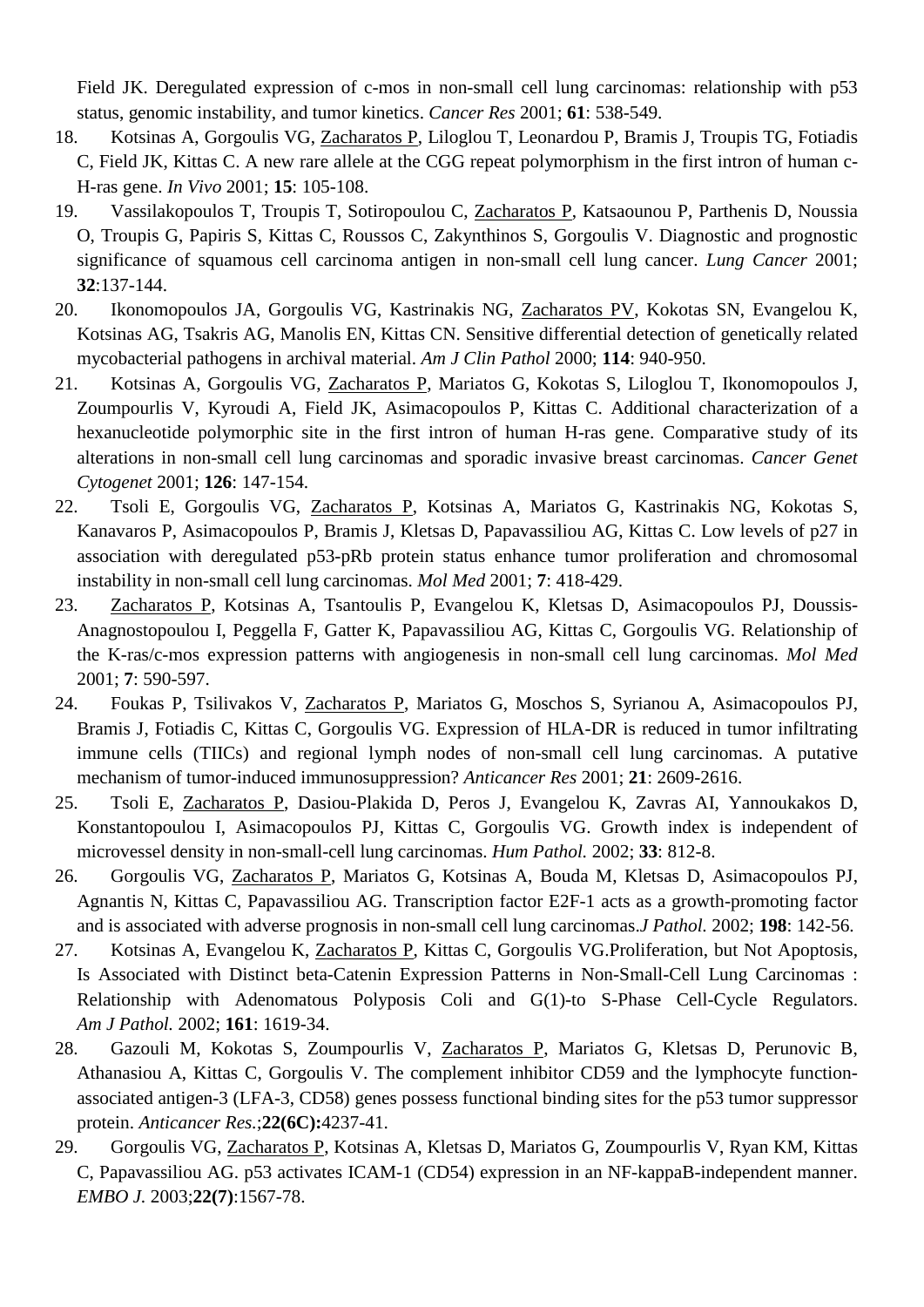Field JK. Deregulated expression of c-mos in non-small cell lung carcinomas: relationship with p53 status, genomic instability, and tumor kinetics. *Cancer Res* 2001; **61**: 538-549.

18. Kotsinas A, Gorgoulis VG, Zacharatos P, Liloglou T, Leonardou P, Bramis J, Troupis TG, Fotiadis C, Field JK, Kittas C. A new rare allele at the CGG repeat polymorphism in the first intron of human c-H-ras gene. *In Vivo* 2001; **15**: 105-108.
19. Vassilakopoulos T, Troupis T, Sotiropoulou C, Zacharatos P, Katsaounou P, Parthenis D, Noussia O, Troupis G, Papiris S, Kittas C, Roussos C, Zakynthinos S, Gorgoulis V. Diagnostic and prognostic significance of squamous cell carcinoma antigen in non-small cell lung cancer. *Lung Cancer* 2001; **32**:137-144.
20. Ikonomopoulos JA, Gorgoulis VG, Kastrinakis NG, Zacharatos PV, Kokotas SN, Evangelou K, Kotsinas AG, Tsakris AG, Manolis EN, Kittas CN. Sensitive differential detection of genetically related mycobacterial pathogens in archival material. *Am J Clin Pathol* 2000; **114**: 940-950.
21. Kotsinas A, Gorgoulis VG, Zacharatos P, Mariatos G, Kokotas S, Liloglou T, Ikonomopoulos J, Zoumpourlis V, Kyroudi A, Field JK, Asimacopoulos P, Kittas C. Additional characterization of a hexanucleotide polymorphic site in the first intron of human H-ras gene. Comparative study of its alterations in non-small cell lung carcinomas and sporadic invasive breast carcinomas. *Cancer Genet Cytogenet* 2001; **126**: 147-154.
22. Tsoli E, Gorgoulis VG, Zacharatos P, Kotsinas A, Mariatos G, Kastrinakis NG, Kokotas S, Kanavaros P, Asimacopoulos P, Bramis J, Kletsas D, Papavassiliou AG, Kittas C. Low levels of p27 in association with deregulated p53-pRb protein status enhance tumor proliferation and chromosomal instability in non-small cell lung carcinomas. *Mol Med* 2001; **7**: 418-429.
23. Zacharatos P, Kotsinas A, Tsantoulis P, Evangelou K, Kletsas D, Asimacopoulos PJ, Doussis-Anagnostopoulou I, Peggella F, Gatter K, Papavassiliou AG, Kittas C, Gorgoulis VG. Relationship of the K-ras/c-mos expression patterns with angiogenesis in non-small cell lung carcinomas. *Mol Med* 2001; **7**: 590-597.
24. Foukas P, Tsilivakos V, Zacharatos P, Mariatos G, Moschos S, Syrianou A, Asimacopoulos PJ, Bramis J, Fotiadis C, Kittas C, Gorgoulis VG. Expression of HLA-DR is reduced in tumor infiltrating immune cells (TIICs) and regional lymph nodes of non-small cell lung carcinomas. A putative mechanism of tumor-induced immunosuppression? *Anticancer Res* 2001; **21**: 2609-2616.
25. Tsoli E, Zacharatos P, Dasiou-Plakida D, Peros J, Evangelou K, Zavras AI, Yannoukakos D, Konstantopoulou I, Asimacopoulos PJ, Kittas C, Gorgoulis VG. Growth index is independent of microvessel density in non-small-cell lung carcinomas. *Hum Pathol.* 2002; **33**: 812-8.
26. Gorgoulis VG, Zacharatos P, Mariatos G, Kotsinas A, Bouda M, Kletsas D, Asimacopoulos PJ, Agnantis N, Kittas C, Papavassiliou AG. Transcription factor E2F-1 acts as a growth-promoting factor and is associated with adverse prognosis in non-small cell lung carcinomas.*J Pathol.* 2002; **198**: 142-56.
27. Kotsinas A, Evangelou K, Zacharatos P, Kittas C, Gorgoulis VG.Proliferation, but Not Apoptosis, Is Associated with Distinct beta-Catenin Expression Patterns in Non-Small-Cell Lung Carcinomas : Relationship with Adenomatous Polyposis Coli and G(1)-to S-Phase Cell-Cycle Regulators. *Am J Pathol.* 2002; **161**: 1619-34.
28. Gazouli M, Kokotas S, Zoumpourlis V, Zacharatos P, Mariatos G, Kletsas D, Perunovic B, Athanasiou A, Kittas C, Gorgoulis V. The complement inhibitor CD59 and the lymphocyte function-associated antigen-3 (LFA-3, CD58) genes possess functional binding sites for the p53 tumor suppressor protein. *Anticancer Res.*;**22(6C):**4237-41.
29. Gorgoulis VG, Zacharatos P, Kotsinas A, Kletsas D, Mariatos G, Zoumpourlis V, Ryan KM, Kittas C, Papavassiliou AG. p53 activates ICAM-1 (CD54) expression in an NF-kappaB-independent manner. *EMBO J.* 2003;**22(7)**:1567-78.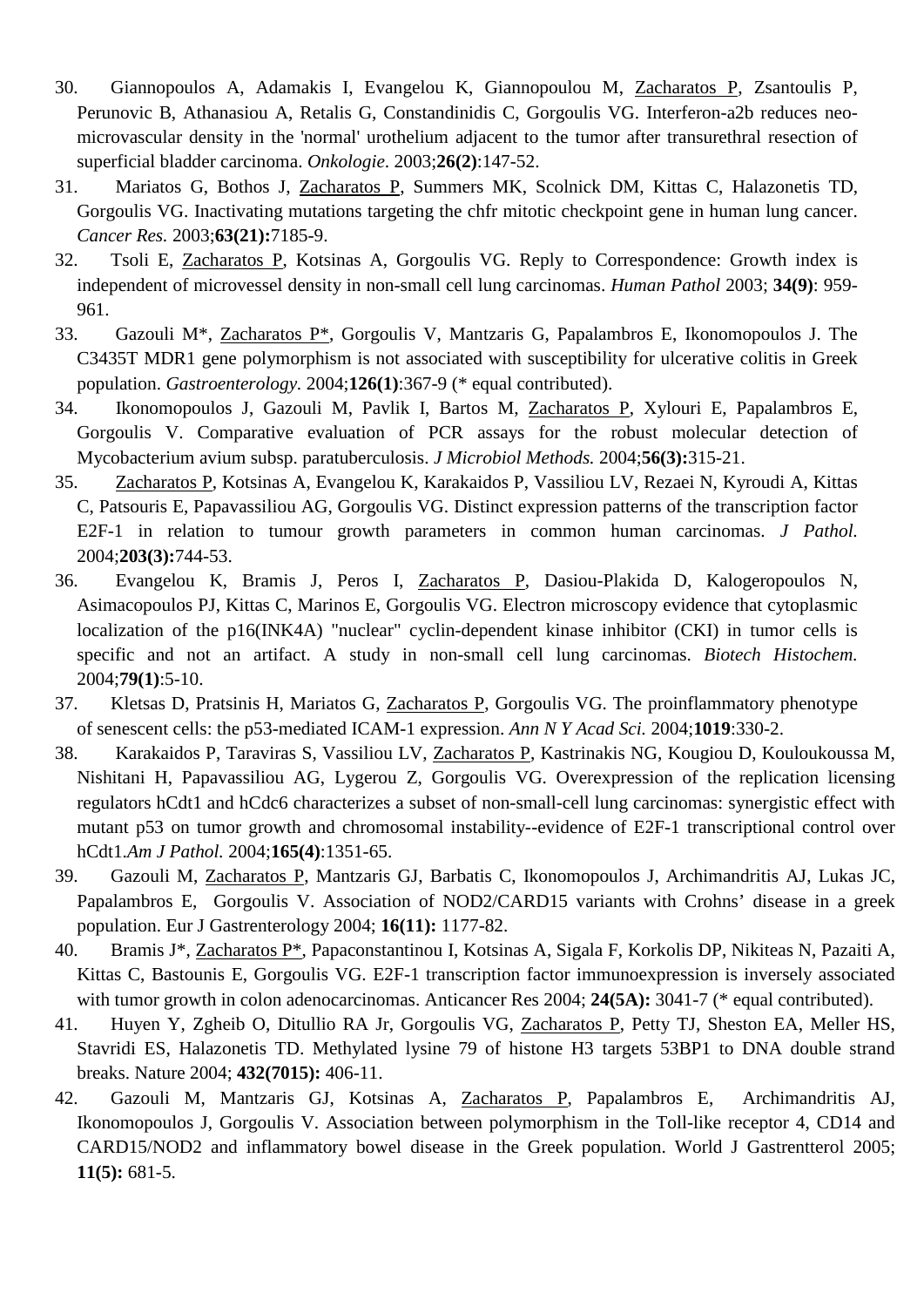30. Giannopoulos A, Adamakis I, Evangelou K, Giannopoulou M, Zacharatos P, Zsantoulis P, Perunovic B, Athanasiou A, Retalis G, Constandinidis C, Gorgoulis VG. Interferon-a2b reduces neo-microvascular density in the 'normal' urothelium adjacent to the tumor after transurethral resection of superficial bladder carcinoma. *Onkologie*. 2003;**26(2)**:147-52.
31. Mariatos G, Bothos J, Zacharatos P, Summers MK, Scolnick DM, Kittas C, Halazonetis TD, Gorgoulis VG. Inactivating mutations targeting the chfr mitotic checkpoint gene in human lung cancer. *Cancer Res.* 2003;**63(21):**7185-9.
32. Tsoli E, Zacharatos P, Kotsinas A, Gorgoulis VG. Reply to Correspondence: Growth index is independent of microvessel density in non-small cell lung carcinomas. *Human Pathol* 2003; **34(9)**: 959-961.
33. Gazouli M*, Zacharatos P*, Gorgoulis V, Mantzaris G, Papalambros E, Ikonomopoulos J. The C3435T MDR1 gene polymorphism is not associated with susceptibility for ulcerative colitis in Greek population. *Gastroenterology.* 2004;**126(1)**:367-9 (* equal contributed).
34. Ikonomopoulos J, Gazouli M, Pavlik I, Bartos M, Zacharatos P, Xylouri E, Papalambros E, Gorgoulis V. Comparative evaluation of PCR assays for the robust molecular detection of Mycobacterium avium subsp. paratuberculosis. *J Microbiol Methods.* 2004;**56(3):**315-21.
35. Zacharatos P, Kotsinas A, Evangelou K, Karakaidos P, Vassiliou LV, Rezaei N, Kyroudi A, Kittas C, Patsouris E, Papavassiliou AG, Gorgoulis VG. Distinct expression patterns of the transcription factor E2F-1 in relation to tumour growth parameters in common human carcinomas. *J Pathol.* 2004;**203(3):**744-53.
36. Evangelou K, Bramis J, Peros I, Zacharatos P, Dasiou-Plakida D, Kalogeropoulos N, Asimacopoulos PJ, Kittas C, Marinos E, Gorgoulis VG. Electron microscopy evidence that cytoplasmic localization of the p16(INK4A) "nuclear" cyclin-dependent kinase inhibitor (CKI) in tumor cells is specific and not an artifact. A study in non-small cell lung carcinomas. *Biotech Histochem.* 2004;**79(1)**:5-10.
37. Kletsas D, Pratsinis H, Mariatos G, Zacharatos P, Gorgoulis VG. The proinflammatory phenotype of senescent cells: the p53-mediated ICAM-1 expression. *Ann N Y Acad Sci.* 2004;**1019**:330-2.
38. Karakaidos P, Taraviras S, Vassiliou LV, Zacharatos P, Kastrinakis NG, Kougiou D, Kouloukoussa M, Nishitani H, Papavassiliou AG, Lygerou Z, Gorgoulis VG. Overexpression of the replication licensing regulators hCdt1 and hCdc6 characterizes a subset of non-small-cell lung carcinomas: synergistic effect with mutant p53 on tumor growth and chromosomal instability--evidence of E2F-1 transcriptional control over hCdt1.*Am J Pathol.* 2004;**165(4)**:1351-65.
39. Gazouli M, Zacharatos P, Mantzaris GJ, Barbatis C, Ikonomopoulos J, Archimandritis AJ, Lukas JC, Papalambros E, Gorgoulis V. Association of NOD2/CARD15 variants with Crohns' disease in a greek population. Eur J Gastrenterology 2004; **16(11):** 1177-82.
40. Bramis J*, Zacharatos P*, Papaconstantinou I, Kotsinas A, Sigala F, Korkolis DP, Nikiteas N, Pazaiti A, Kittas C, Bastounis E, Gorgoulis VG. E2F-1 transcription factor immunoexpression is inversely associated with tumor growth in colon adenocarcinomas. Anticancer Res 2004; **24(5A):** 3041-7 (* equal contributed).
41. Huyen Y, Zgheib O, Ditullio RA Jr, Gorgoulis VG, Zacharatos P, Petty TJ, Sheston EA, Meller HS, Stavridi ES, Halazonetis TD. Methylated lysine 79 of histone H3 targets 53BP1 to DNA double strand breaks. Nature 2004; **432(7015):** 406-11.
42. Gazouli M, Mantzaris GJ, Kotsinas A, Zacharatos P, Papalambros E, Archimandritis AJ, Ikonomopoulos J, Gorgoulis V. Association between polymorphism in the Toll-like receptor 4, CD14 and CARD15/NOD2 and inflammatory bowel disease in the Greek population. World J Gastrentterol 2005; **11(5):** 681-5.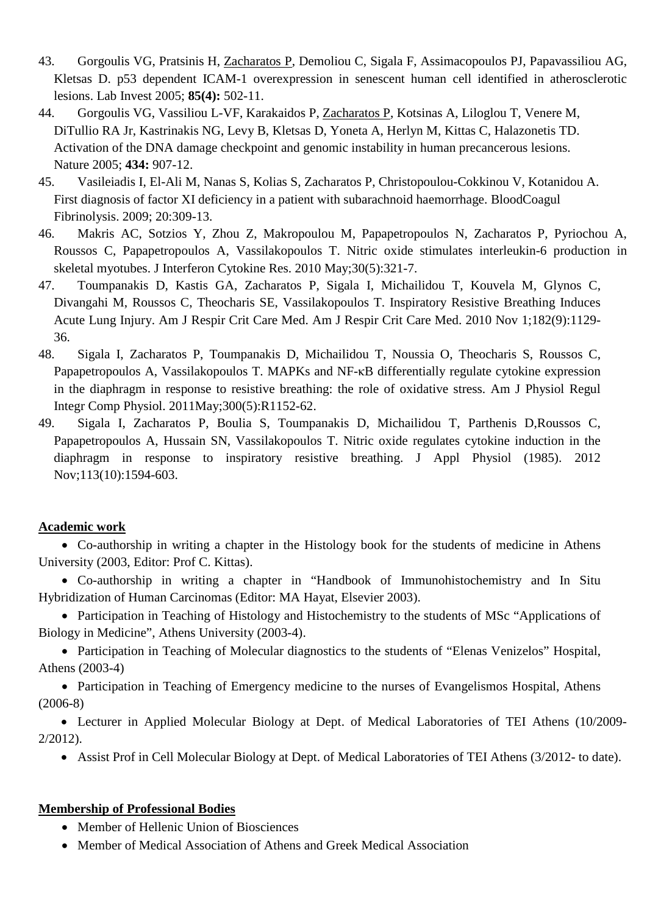43. Gorgoulis VG, Pratsinis H, Zacharatos P, Demoliou C, Sigala F, Assimacopoulos PJ, Papavassiliou AG, Kletsas D. p53 dependent ICAM-1 overexpression in senescent human cell identified in atherosclerotic lesions. Lab Invest 2005; **85(4):** 502-11.
44. Gorgoulis VG, Vassiliou L-VF, Karakaidos P, Zacharatos P, Kotsinas A, Liloglou T, Venere M, DiTullio RA Jr, Kastrinakis NG, Levy B, Kletsas D, Yoneta A, Herlyn M, Kittas C, Halazonetis TD. Activation of the DNA damage checkpoint and genomic instability in human precancerous lesions. Nature 2005; **434:** 907-12.
45. Vasileiadis I, El-Ali M, Nanas S, Kolias S, Zacharatos P, Christopoulou-Cokkinou V, Kotanidou A. First diagnosis of factor XI deficiency in a patient with subarachnoid haemorrhage. BloodCoagul Fibrinolysis. 2009; 20:309-13.
46. Makris AC, Sotzios Y, Zhou Z, Makropoulou M, Papapetropoulos N, Zacharatos P, Pyriochou A, Roussos C, Papapetropoulos A, Vassilakopoulos T. Nitric oxide stimulates interleukin-6 production in skeletal myotubes. J Interferon Cytokine Res. 2010 May;30(5):321-7.
47. Toumpanakis D, Kastis GA, Zacharatos P, Sigala I, Michailidou T, Kouvela M, Glynos C, Divangahi M, Roussos C, Theocharis SE, Vassilakopoulos T. Inspiratory Resistive Breathing Induces Acute Lung Injury. Am J Respir Crit Care Med. Am J Respir Crit Care Med. 2010 Nov 1;182(9):1129-36.
48. Sigala I, Zacharatos P, Toumpanakis D, Michailidou T, Noussia O, Theocharis S, Roussos C, Papapetropoulos A, Vassilakopoulos T. MAPKs and NF-κB differentially regulate cytokine expression in the diaphragm in response to resistive breathing: the role of oxidative stress. Am J Physiol Regul Integr Comp Physiol. 2011May;300(5):R1152-62.
49. Sigala I, Zacharatos P, Boulia S, Toumpanakis D, Michailidou T, Parthenis D,Roussos C, Papapetropoulos A, Hussain SN, Vassilakopoulos T. Nitric oxide regulates cytokine induction in the diaphragm in response to inspiratory resistive breathing. J Appl Physiol (1985). 2012 Nov;113(10):1594-603.

## Academic work

- Co-authorship in writing a chapter in the Histology book for the students of medicine in Athens University (2003, Editor: Prof C. Kittas).
- Co-authorship in writing a chapter in "Handbook of Immunohistochemistry and In Situ Hybridization of Human Carcinomas (Editor: MA Hayat, Elsevier 2003).
- Participation in Teaching of Histology and Histochemistry to the students of MSc "Applications of Biology in Medicine", Athens University (2003-4).
- Participation in Teaching of Molecular diagnostics to the students of "Elenas Venizelos" Hospital, Athens (2003-4)
- Participation in Teaching of Emergency medicine to the nurses of Evangelismos Hospital, Athens (2006-8)
- Lecturer in Applied Molecular Biology at Dept. of Medical Laboratories of TEI Athens (10/2009-2/2012).
- Assist Prof in Cell Molecular Biology at Dept. of Medical Laboratories of TEI Athens (3/2012- to date).

## Membership of Professional Bodies

- Member of Hellenic Union of Biosciences
- Member of Medical Association of Athens and Greek Medical Association